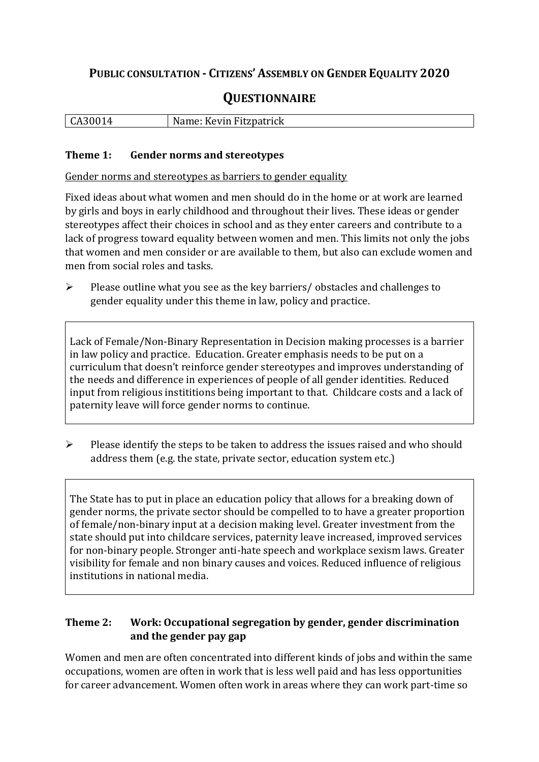# Public consultation - Citizens' Assembly on Gender Equality 2020

## Questionnaire

| CA30014 | Name: Kevin Fitzpatrick |
|---|---|

### Theme 1: Gender norms and stereotypes

Gender norms and stereotypes as barriers to gender equality

Fixed ideas about what women and men should do in the home or at work are learned by girls and boys in early childhood and throughout their lives. These ideas or gender stereotypes affect their choices in school and as they enter careers and contribute to a lack of progress toward equality between women and men. This limits not only the jobs that women and men consider or are available to them, but also can exclude women and men from social roles and tasks.

- Please outline what you see as the key barriers/ obstacles and challenges to gender equality under this theme in law, policy and practice.

> Lack of Female/Non-Binary Representation in Decision making processes is a barrier in law policy and practice. Education. Greater emphasis needs to be put on a curriculum that doesn't reinforce gender stereotypes and improves understanding of the needs and difference in experiences of people of all gender identities. Reduced input from religious instititions being important to that. Childcare costs and a lack of paternity leave will force gender norms to continue.

- Please identify the steps to be taken to address the issues raised and who should address them (e.g. the state, private sector, education system etc.)

> The State has to put in place an education policy that allows for a breaking down of gender norms, the private sector should be compelled to to have a greater proportion of female/non-binary input at a decision making level. Greater investment from the state should put into childcare services, paternity leave increased, improved services for non-binary people. Stronger anti-hate speech and workplace sexism laws. Greater visibility for female and non binary causes and voices. Reduced influence of religious institutions in national media.

### Theme 2: Work: Occupational segregation by gender, gender discrimination and the gender pay gap

Women and men are often concentrated into different kinds of jobs and within the same occupations, women are often in work that is less well paid and has less opportunities for career advancement. Women often work in areas where they can work part-time so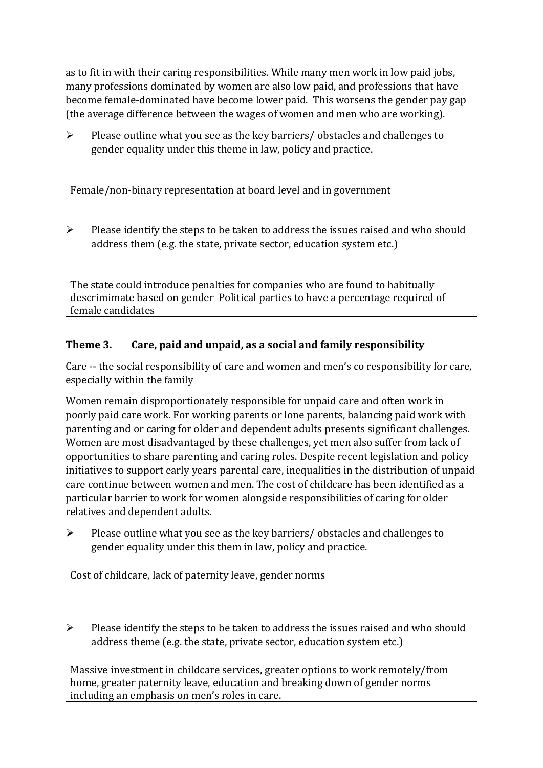as to fit in with their caring responsibilities. While many men work in low paid jobs, many professions dominated by women are also low paid, and professions that have become female-dominated have become lower paid. This worsens the gender pay gap (the average difference between the wages of women and men who are working).

- Please outline what you see as the key barriers/ obstacles and challenges to gender equality under this theme in law, policy and practice.

> Female/non-binary representation at board level and in government

- Please identify the steps to be taken to address the issues raised and who should address them (e.g. the state, private sector, education system etc.)

> The state could introduce penalties for companies who are found to habitually descrimimate based on gender Political parties to have a percentage required of female candidates

### Theme 3. Care, paid and unpaid, as a social and family responsibility

Care -- the social responsibility of care and women and men's co responsibility for care, especially within the family

Women remain disproportionately responsible for unpaid care and often work in poorly paid care work. For working parents or lone parents, balancing paid work with parenting and or caring for older and dependent adults presents significant challenges. Women are most disadvantaged by these challenges, yet men also suffer from lack of opportunities to share parenting and caring roles. Despite recent legislation and policy initiatives to support early years parental care, inequalities in the distribution of unpaid care continue between women and men. The cost of childcare has been identified as a particular barrier to work for women alongside responsibilities of caring for older relatives and dependent adults.

- Please outline what you see as the key barriers/ obstacles and challenges to gender equality under this them in law, policy and practice.

> Cost of childcare, lack of paternity leave, gender norms

- Please identify the steps to be taken to address the issues raised and who should address theme (e.g. the state, private sector, education system etc.)

> Massive investment in childcare services, greater options to work remotely/from home, greater paternity leave, education and breaking down of gender norms including an emphasis on men's roles in care.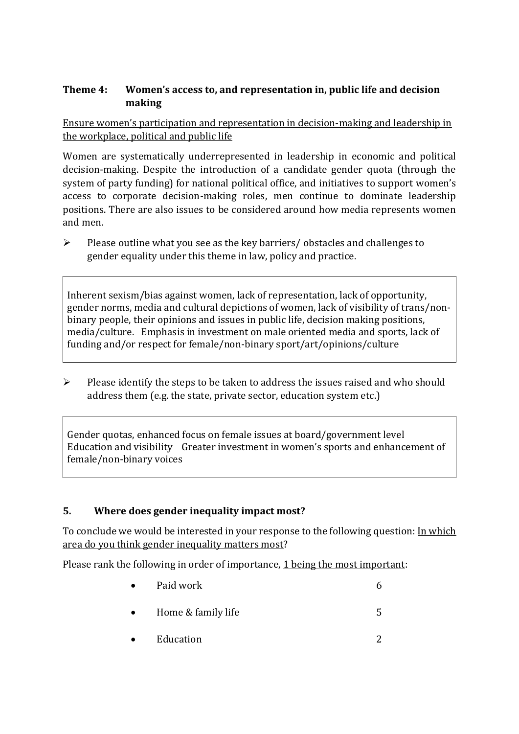### Theme 4: Women's access to, and representation in, public life and decision making

<u>Ensure women's participation and representation in decision-making and leadership in the workplace, political and public life</u>

Women are systematically underrepresented in leadership in economic and political decision-making. Despite the introduction of a candidate gender quota (through the system of party funding) for national political office, and initiatives to support women's access to corporate decision-making roles, men continue to dominate leadership positions. There are also issues to be considered around how media represents women and men.

- Please outline what you see as the key barriers/ obstacles and challenges to gender equality under this theme in law, policy and practice.

> Inherent sexism/bias against women, lack of representation, lack of opportunity, gender norms, media and cultural depictions of women, lack of visibility of trans/non-binary people, their opinions and issues in public life, decision making positions, media/culture. Emphasis in investment on male oriented media and sports, lack of funding and/or respect for female/non-binary sport/art/opinions/culture

- Please identify the steps to be taken to address the issues raised and who should address them (e.g. the state, private sector, education system etc.)

> Gender quotas, enhanced focus on female issues at board/government level
> Education and visibility Greater investment in women's sports and enhancement of female/non-binary voices

## 5. Where does gender inequality impact most?

To conclude we would be interested in your response to the following question: <u>In which area do you think gender inequality matters most</u>?

Please rank the following in order of importance, <u>1 being the most important</u>:

| | |
|---|---|
| Paid work | 6 |
| Home & family life | 5 |
| Education | 2 |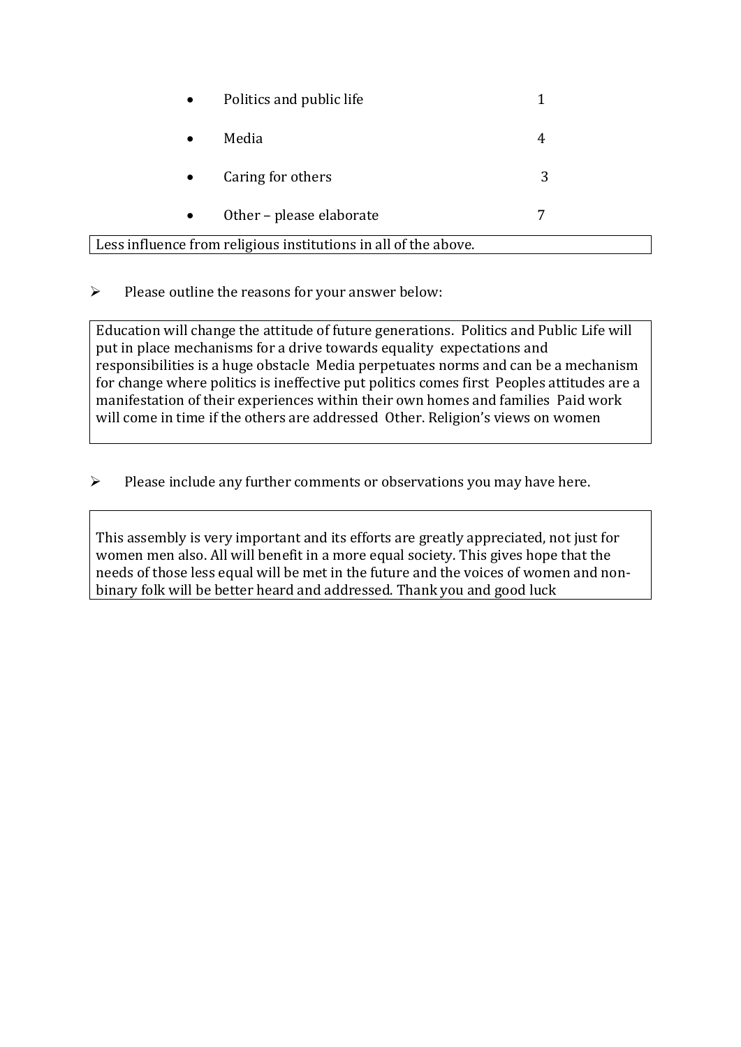- Politics and public life 1
- Media 4
- Caring for others 3
- Other – please elaborate 7

Less influence from religious institutions in all of the above.

➢ Please outline the reasons for your answer below:

Education will change the attitude of future generations. Politics and Public Life will put in place mechanisms for a drive towards equality expectations and responsibilities is a huge obstacle Media perpetuates norms and can be a mechanism for change where politics is ineffective put politics comes first Peoples attitudes are a manifestation of their experiences within their own homes and families Paid work will come in time if the others are addressed Other. Religion's views on women

➢ Please include any further comments or observations you may have here.

This assembly is very important and its efforts are greatly appreciated, not just for women men also. All will benefit in a more equal society. This gives hope that the needs of those less equal will be met in the future and the voices of women and non-binary folk will be better heard and addressed. Thank you and good luck